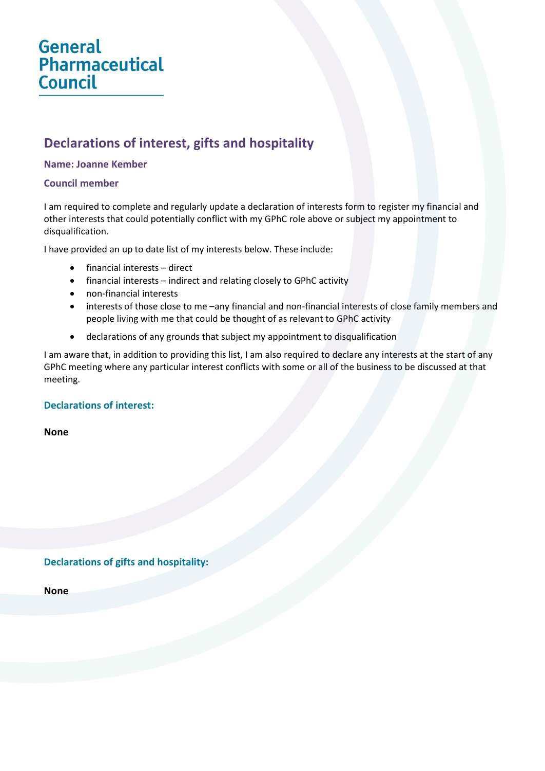General Pharmaceutical Council

# Declarations of interest, gifts and hospitality

**Name: Joanne Kember**

**Council member**

I am required to complete and regularly update a declaration of interests form to register my financial and other interests that could potentially conflict with my GPhC role above or subject my appointment to disqualification.

I have provided an up to date list of my interests below. These include:

- financial interests – direct
- financial interests – indirect and relating closely to GPhC activity
- non-financial interests
- interests of those close to me –any financial and non-financial interests of close family members and people living with me that could be thought of as relevant to GPhC activity
- declarations of any grounds that subject my appointment to disqualification

I am aware that, in addition to providing this list, I am also required to declare any interests at the start of any GPhC meeting where any particular interest conflicts with some or all of the business to be discussed at that meeting.

## Declarations of interest:

**None**

## Declarations of gifts and hospitality:

**None**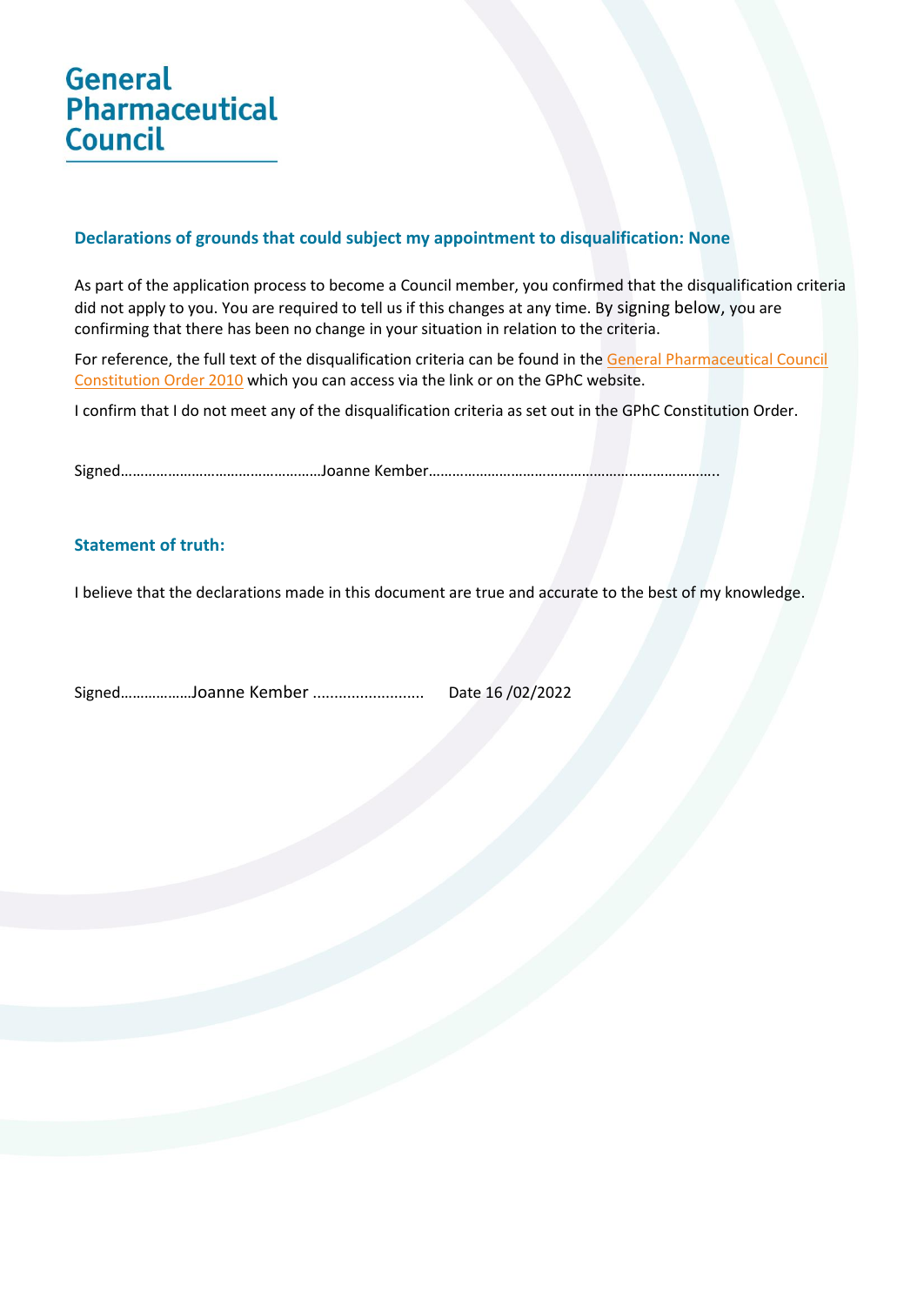# General Pharmaceutical Council

### Declarations of grounds that could subject my appointment to disqualification: None

As part of the application process to become a Council member, you confirmed that the disqualification criteria did not apply to you. You are required to tell us if this changes at any time. By signing below, you are confirming that there has been no change in your situation in relation to the criteria.

For reference, the full text of the disqualification criteria can be found in the General Pharmaceutical Council Constitution Order 2010 which you can access via the link or on the GPhC website.

I confirm that I do not meet any of the disqualification criteria as set out in the GPhC Constitution Order.

Signed……………………………………………Joanne Kember………………………………………………………………..

### Statement of truth:

I believe that the declarations made in this document are true and accurate to the best of my knowledge.

Signed………………Joanne Kember .........................   Date 16 /02/2022